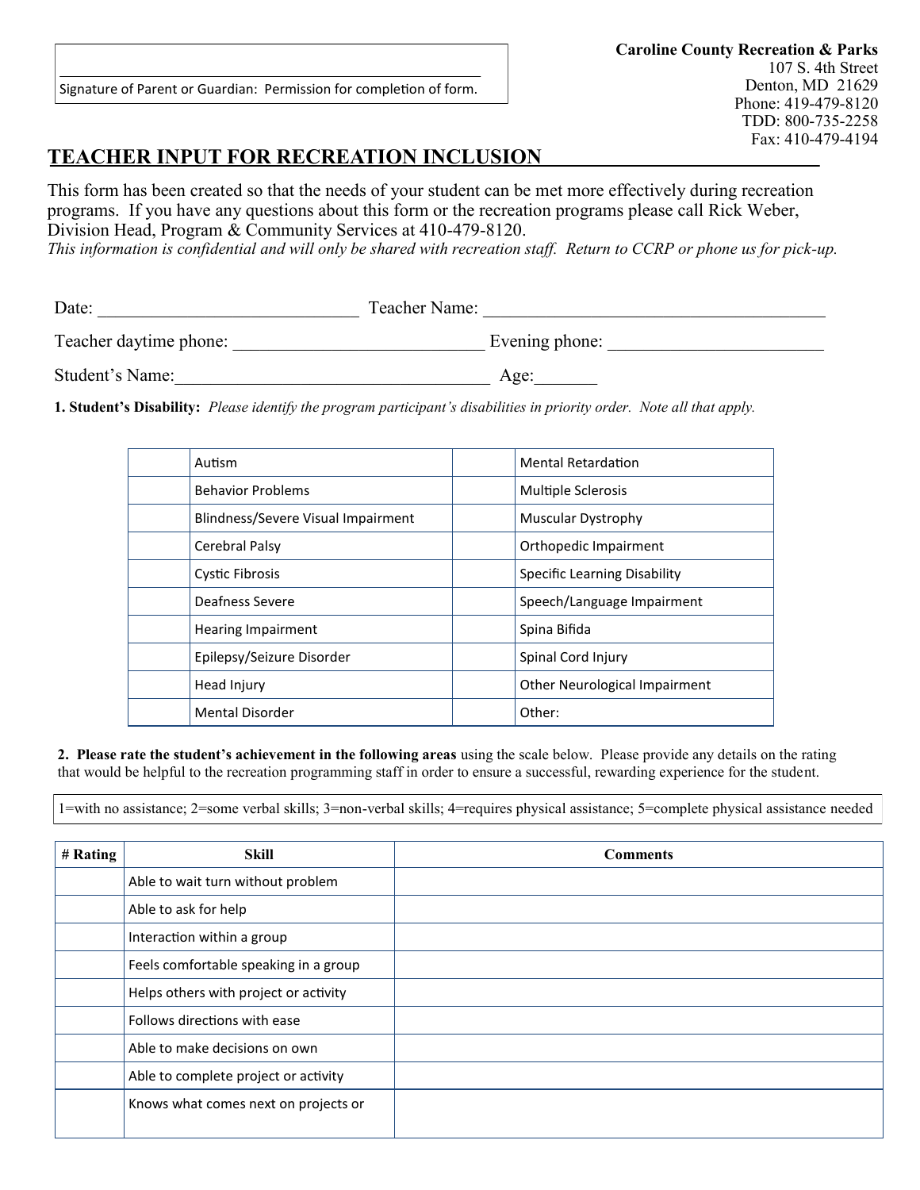_______________________________________________

Signature of Parent or Guardian: Permission for completion of form.

**Caroline County Recreation & Parks**
107 S. 4th Street
Denton, MD 21629
Phone: 419-479-8120
TDD: 800-735-2258
Fax: 410-479-4194

## TEACHER INPUT FOR RECREATION INCLUSION

This form has been created so that the needs of your student can be met more effectively during recreation programs. If you have any questions about this form or the recreation programs please call Rick Weber, Division Head, Program & Community Services at 410-479-8120.

*This information is confidential and will only be shared with recreation staff. Return to CCRP or phone us for pick-up.*

Date: ____________________________ Teacher Name: ______________________________________

Teacher daytime phone: ___________________________ Evening phone: _______________________

Student's Name:__________________________________ Age:_______

**1. Student's Disability:** *Please identify the program participant's disabilities in priority order. Note all that apply.*

| | | | |
|---|---|---|---|
| | Autism | | Mental Retardation |
| | Behavior Problems | | Multiple Sclerosis |
| | Blindness/Severe Visual Impairment | | Muscular Dystrophy |
| | Cerebral Palsy | | Orthopedic Impairment |
| | Cystic Fibrosis | | Specific Learning Disability |
| | Deafness Severe | | Speech/Language Impairment |
| | Hearing Impairment | | Spina Bifida |
| | Epilepsy/Seizure Disorder | | Spinal Cord Injury |
| | Head Injury | | Other Neurological Impairment |
| | Mental Disorder | | Other: |

**2. Please rate the student's achievement in the following areas** using the scale below. Please provide any details on the rating that would be helpful to the recreation programming staff in order to ensure a successful, rewarding experience for the student.

1=with no assistance; 2=some verbal skills; 3=non-verbal skills; 4=requires physical assistance; 5=complete physical assistance needed

| # Rating | Skill | Comments |
|---|---|---|
| | Able to wait turn without problem | |
| | Able to ask for help | |
| | Interaction within a group | |
| | Feels comfortable speaking in a group | |
| | Helps others with project or activity | |
| | Follows directions with ease | |
| | Able to make decisions on own | |
| | Able to complete project or activity | |
| | Knows what comes next on projects or | |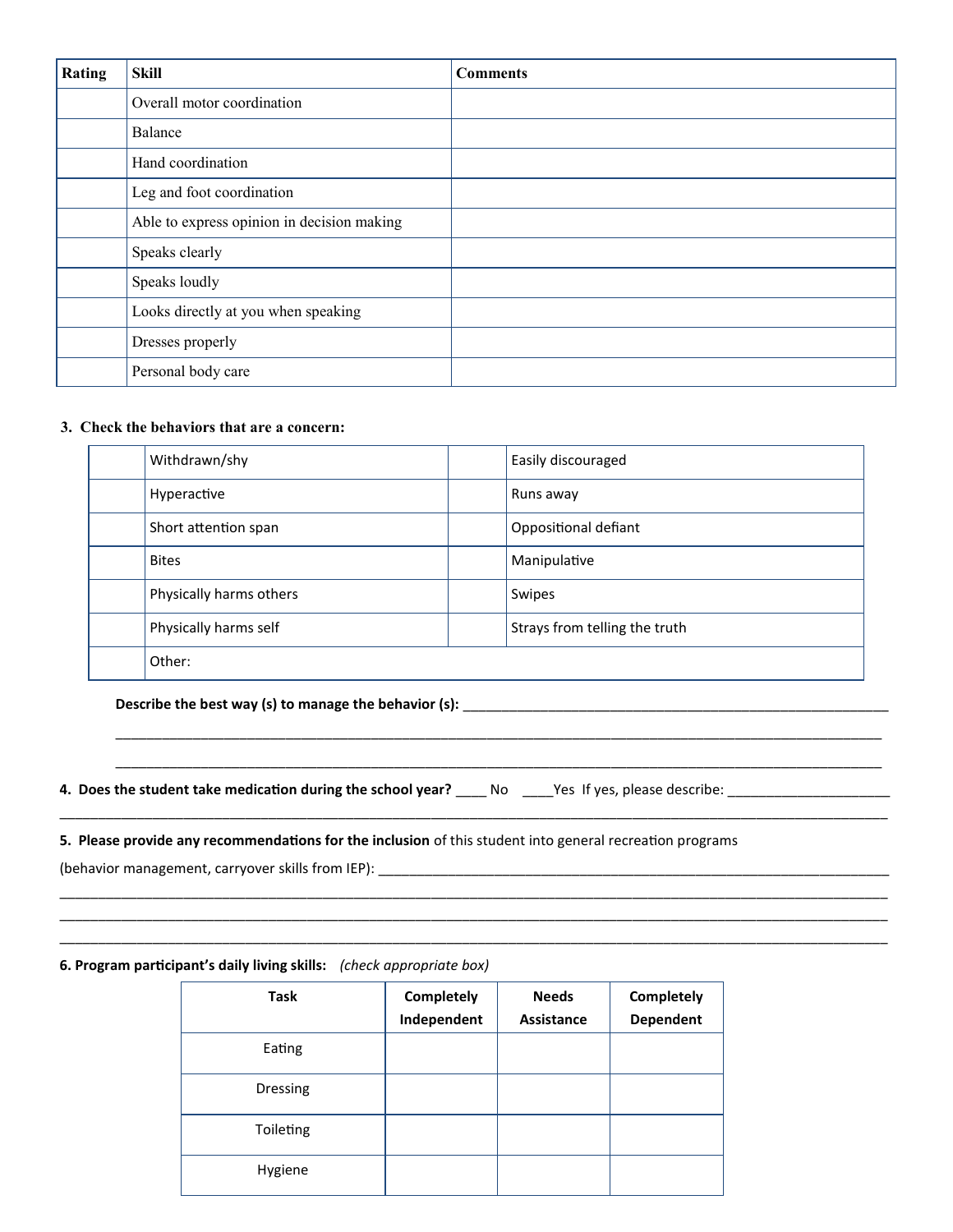| Rating | Skill | Comments |
|---|---|---|
| | Overall motor coordination | |
| | Balance | |
| | Hand coordination | |
| | Leg and foot coordination | |
| | Able to express opinion in decision making | |
| | Speaks clearly | |
| | Speaks loudly | |
| | Looks directly at you when speaking | |
| | Dresses properly | |
| | Personal body care | |

**3. Check the behaviors that are a concern:**

| | | | |
|---|---|---|---|
| | Withdrawn/shy | | Easily discouraged |
| | Hyperactive | | Runs away |
| | Short attention span | | Oppositional defiant |
| | Bites | | Manipulative |
| | Physically harms others | | Swipes |
| | Physically harms self | | Strays from telling the truth |
| | Other: | | |

**Describe the best way (s) to manage the behavior (s):** ____________________________________________

____________________________________________________________________________

____________________________________________________________________________

**4. Does the student take medication during the school year?** ____ No ____Yes If yes, please describe: ____________________

____________________________________________________________________________

**5. Please provide any recommendations for the inclusion** of this student into general recreation programs (behavior management, carryover skills from IEP): ____________________________________________

____________________________________________________________________________

____________________________________________________________________________

____________________________________________________________________________

**6. Program participant's daily living skills:** *(check appropriate box)*

| Task | Completely Independent | Needs Assistance | Completely Dependent |
|---|---|---|---|
| Eating | | | |
| Dressing | | | |
| Toileting | | | |
| Hygiene | | | |